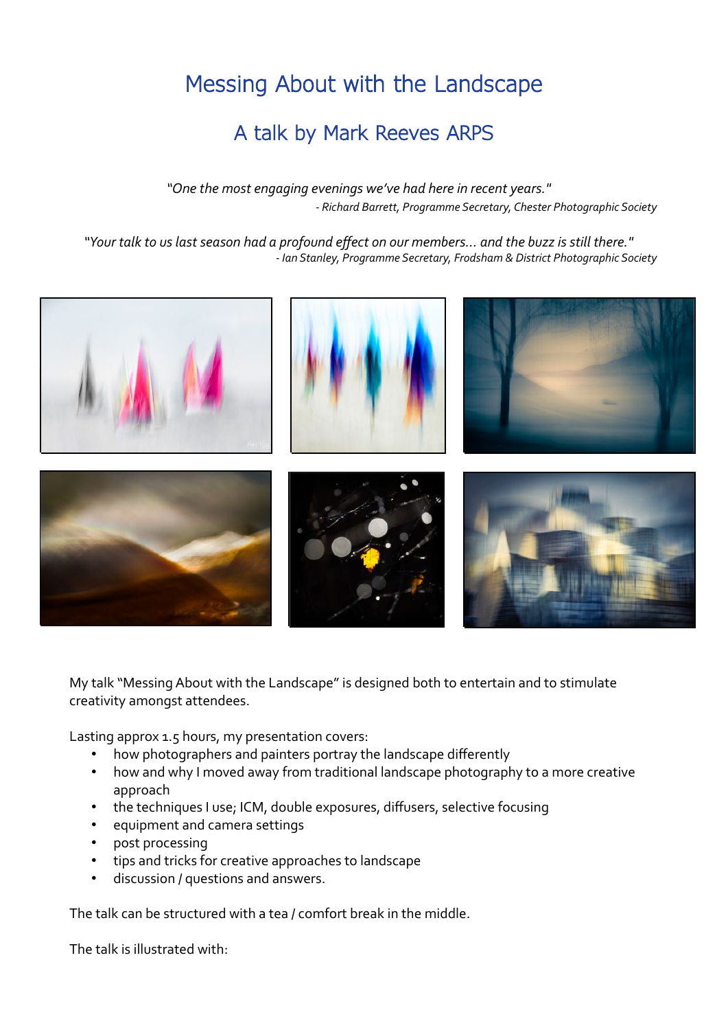# Messing About with the Landscape

## A talk by Mark Reeves ARPS

*"One the most engaging evenings we've had here in recent years."*
*- Richard Barrett, Programme Secretary, Chester Photographic Society*

*"Your talk to us last season had a profound effect on our members... and the buzz is still there."*
*- Ian Stanley, Programme Secretary, Frodsham & District Photographic Society*

My talk "Messing About with the Landscape" is designed both to entertain and to stimulate creativity amongst attendees.

Lasting approx 1.5 hours, my presentation covers:

- how photographers and painters portray the landscape differently
- how and why I moved away from traditional landscape photography to a more creative approach
- the techniques I use; ICM, double exposures, diffusers, selective focusing
- equipment and camera settings
- post processing
- tips and tricks for creative approaches to landscape
- discussion / questions and answers.

The talk can be structured with a tea / comfort break in the middle.

The talk is illustrated with: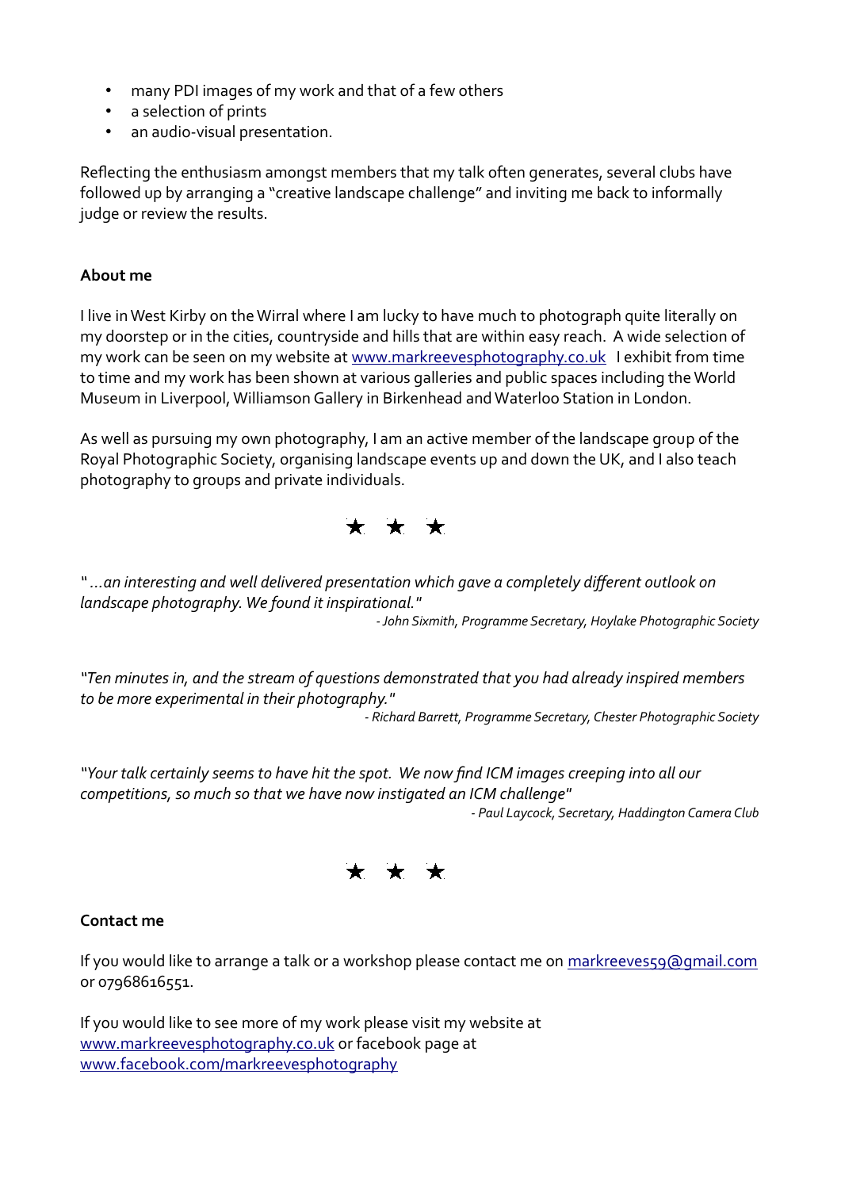- many PDI images of my work and that of a few others
- a selection of prints
- an audio-visual presentation.

Reflecting the enthusiasm amongst members that my talk often generates, several clubs have followed up by arranging a "creative landscape challenge" and inviting me back to informally judge or review the results.

**About me**

I live in West Kirby on the Wirral where I am lucky to have much to photograph quite literally on my doorstep or in the cities, countryside and hills that are within easy reach. A wide selection of my work can be seen on my website at [www.markreevesphotography.co.uk](http://www.markreevesphotography.co.uk) I exhibit from time to time and my work has been shown at various galleries and public spaces including the World Museum in Liverpool, Williamson Gallery in Birkenhead and Waterloo Station in London.

As well as pursuing my own photography, I am an active member of the landscape group of the Royal Photographic Society, organising landscape events up and down the UK, and I also teach photography to groups and private individuals.

★ ★ ★

*"…an interesting and well delivered presentation which gave a completely different outlook on landscape photography. We found it inspirational."*

*- John Sixmith, Programme Secretary, Hoylake Photographic Society*

*"Ten minutes in, and the stream of questions demonstrated that you had already inspired members to be more experimental in their photography."*

*- Richard Barrett, Programme Secretary, Chester Photographic Society*

*"Your talk certainly seems to have hit the spot. We now find ICM images creeping into all our competitions, so much so that we have now instigated an ICM challenge"*

*- Paul Laycock, Secretary, Haddington Camera Club*

★ ★ ★

**Contact me**

If you would like to arrange a talk or a workshop please contact me on [markreeves59@gmail.com](mailto:markreeves59@gmail.com) or 07968616551.

If you would like to see more of my work please visit my website at [www.markreevesphotography.co.uk](http://www.markreevesphotography.co.uk) or facebook page at [www.facebook.com/markreevesphotography](http://www.facebook.com/markreevesphotography)